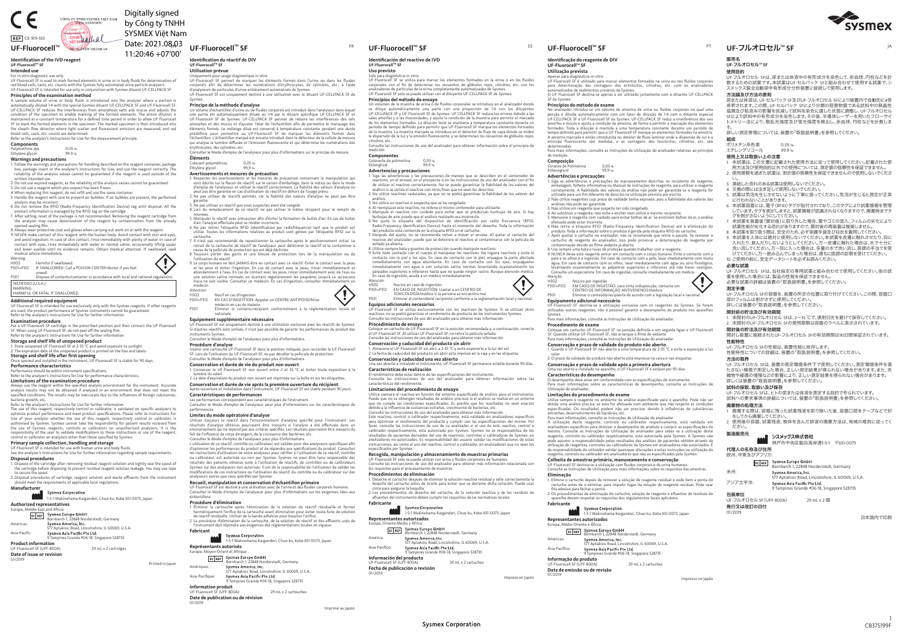CE

REF CE-919-553

# UF-Fluorocell™ SF

Digitally signed by Công ty TNHH SYSMEX Việt Nam
Date: 2021.08.03 11:20:46 +07'00'

## Identification of the IVD reagent
UF-Fluorocell™ SF

### Intended use
For in vitro diagnostic use only
UF-Fluorocell SF is used to mark formed elements in urine or in body fluids for determination of red blood cells, casts, etc. counts with the Sysmex fully automated urine particle analyzers.
UF-Fluorocell SF is intended for use only in conjunction with Sysmex diluent UF-CELLPACK SF.

### Principles of the examination method
A sample volume of urine or body fluids is introduced into the analyzer where a portion is automatically diluted 1/4 with the special Sysmex diluent UF-CELLPACK SF and UF-Fluorocell SF. UF-CELLPACK SF reduces the interferences from amorphous salts and mucus and adjusts the condition of the specimen to enable marking of the formed elements. The entire dilution is maintained at a constant temperature for a defined time period in order to allow UF-Fluorocell SF to mark the formed elements in the specimen. The marked specimen is then introduced into the sheath flow detector where light scatter and fluorescent emission are measured, and red blood cells, casts, etc. counts are determined.
Refer to the analyzer's Instructions for Use for the measurement principle.

### Components
Polymethine dye 0.05 %
Ethylene glycol 99.9 %

### Warnings and precautions
1. Follow the warnings and precautions for handling described on the reagent container, package box, package insert or the analyzer's Instructions for Use, and use the reagent correctly. The reliability of the analysis values cannot be guaranteed if the reagent is used outside of the written intended use.
2. Do not use expired reagents, as the reliability of the analysis values cannot be guaranteed.
3. Do not use a reagent which you suspect has been frozen.
4. When replacing this reagent, do not refill and use the same container.
5. Handle the reagent with care to prevent air bubbles. If air bubbles are present, the performed analysis may be incorrect.
6. Do not remove the RFID (Radio-Frequency IDentification Device) tag until disposal. All the product information is managed by the RFID tag on the cartridge.
7. After setting, reset of the package is not recommended. Removing the reagent cartridge from the analyzer may cause deterioration of the reagent by contamination from the already opened sealing film.
8. Always wear protective coat and gloves when carrying out work on or with the reagent.
9. NEVER make contact of this reagent with the human body. Avoid contact with skin and eyes, and avoid ingestion. In case of skin contact, rinse immediately with plenty of water. In case of contact with eyes, rinse immediately with water or normal saline, occasionally lifting upper and lower eyelids until no evidence remains. Obtain medical attention. If swallowed, seek medical advice immediately.

Warning
H302 Harmful if swallowed.
P301+P312 IF SWALLOWED: Call a POISON CENTER/doctor if you feel unwell.
P501 Dispose of contents/container in accordance with local and national regulations.

16CFR1500 (U.S.A.):
WARNING
HARMFUL OR FATAL IF SWALLOWED.

### Additional required equipment
UF-Fluorocell SF is intended for use exclusively only with the Sysmex reagents. If other reagents are used, the product performance of Sysmex instruments cannot be guaranteed.
Refer to the analyzer's Instructions for Use for further information.

### Examination procedure
Put a UF-Fluorocell SF cartridge in the prescribed position and then connect the UF-Fluorocell SF. When using UF-Fluorocell SF, do not peel off the sealing film.
Refer to the analyzer's Instructions for Use for further information.

### Storage and shelf life of unopened product
1. Store unopened UF-Fluorocell SF at 2-35 °C and avoid exposure to sunlight.
2. The expiration date of the unopened product is printed on the box and labels.

### Storage and shelf life after first opening
Once opened and installed in the instrument, UF-Fluorocell SF is stable for 90 days.

### Performance characteristics
Performance should be within instrument specifications.
Refer to the analyzer's Instructions for Use for performance characteristics.

### Limitations of the examination procedure
Always use the reagent within the specified analysis environment for the instrument. Accurate analysis results may not be obtained if analyzed in an environment that does not meet the specified conditions. The results may be inaccurate due to the influences of foreign substances, bacteria growth, etc.
Refer to the analyzer's Instructions for Use for further information.
The use of this reagent, respectively control or calibrator, is validated on specific analyzers to optimize product performance and meet product specifications. Please refer to Instructions For Use of your analyzer whether the use of this reagent, respectively control or calibrator, is authorised by Sysmex. Sysmex cannot take the responsibility for patient results received from the use of Sysmex reagents, controls or calibrators on unauthorised analyzers. It is the responsibility of the user to validate modifications to these instructions or use of the reagent, control or calibrator on analyzers other than those specified by Sysmex.

### Primary sample collection, handling and storage
UF-Fluorocell SF is intended for use with human urine and body fluids.
See the analyzer's Instructions for Use for further information regarding sample requirements.

### Disposal procedures
1. Dispose of the cartridge after removing residual reagent solution and tightly seal the spout of the cartridge before disposing to prevent residual reagent solution leakage. You may use tape to secure the spout.
2. Disposal procedures of cartridge, reagent solution and waste effluents from the instrument should meet the requirements of applicable local regulations.

### Manufacturer
Sysmex Corporation
1-5-1 Wakinohama-Kaigandori, Chuo-ku, Kobe 651-0073, Japan

### Authorized representatives
Europe, Middle East and Africa:
EC REP Sysmex Europe GmbH
Bornbarch 1, 22848 Norderstedt, Germany
Americas: Sysmex America, Inc.
577 Aptakisic Road, Lincolnshire, IL 60069, U.S.A.
Asia-Pacific: Sysmex Asia Pacific Pte Ltd.
9 Tampines Grande #06-18, Singapore 528735

### Product information
UF-Fluorocell SF (UFF-800A) 29 mL x 2 cartridges

### Date of issue or revision
01/2019

Printed in Japan

---

# UF-Fluorocell™ SF (FR)

## Identification du réactif de DIV
UF-Fluorocell™ SF

### Utilisation prévue
Uniquement pour usage diagnostique in vitro
UF-Fluorocell SF permet de marquer les éléments formés dans l'urine ou dans les fluides corporels afin de déterminer les numérations d'érythrocytes, de cylindres, etc. à l'aide d'analyseurs de particules d'urine entièrement automatisés de Sysmex.
UF-Fluorocell SF est uniquement destiné à une utilisation avec le diluant UF-CELLPACK SF de Sysmex.

### Principe de la méthode d'analyse
Un volume de l'échantillon d'urine ou de fluides corporels est introduit dans l'analyseur dans lequel une partie est automatiquement diluée au 1/4 par le diluant spécifique UF-CELLPACK SF et UF-Fluorocell SF de Sysmex. UF-CELLPACK SF permet de réduire les interférences des sels amorphes et des mucus et d'ajuster l'état de l'échantillon afin de permettre le marquage des éléments formés. Le mélange dilué est conservé à température constante pendant une durée prédéfinie pour permettre au UF-Fluorocell SF de marquer les éléments formés dans l'échantillon. L'échantillon marqué est ensuite introduit dans le détecteur de la cellule de mesure qui analyse la lumière diffusée et l'émission fluorescente et qui détermine les numérations des érythrocytes, des cylindres, etc.
Consulter le Mode d'emploi de l'analyseur pour plus d'informations sur le principe de mesure.

### Éléments
Colorant polyméthine 0,05 %
Éthylène glycol 99,9 %

### Avertissements et mesures de précaution
1. Respecter les avertissements et les mesures de précaution concernant la manipulation qui sont décrits sur le flacon de réactif, sur le carton d'emballage, dans la notice ou dans le mode d'emploi de l'analyseur, et utiliser le réactif correctement. La fiabilité des valeurs d'analyse ne peut pas être garantie en cas d'utilisation du réactif en dehors de l'usage prévu.
2. Ne pas utiliser de réactifs périmés, car la fiabilité des valeurs d'analyse ne peut pas être garantie.
3. Ne pas utiliser un réactif que vous suspectez avoir été congelé.
4. Lors du remplacement de ce réactif, ne pas utiliser le même récipient pour le remplir de nouveau.
5. Manipuler le réactif avec précaution afin d'éviter la formation de bulles d'air. En cas de bulles d'air, l'analyse effectuée peut se révéler incorrecte.
6. Ne pas retirer l'étiquette RFID (identification par radiofréquence) tant que le produit est utilisé. Toutes les informations relatives au produit sont gérées par l'étiquette RFID sur la cartouche.
7. Il n'est pas recommandé de repositionner la cartouche après le positionnement initial. Le retrait de la cartouche de réactif de l'analyseur peut détériorer le réactif et le contaminer à cause de la pellicule de protection qui est déjà déchirée.
8. Toujours porter des gants et une blouse de protection lors de la manipulation ou de l'utilisation du réactif.
9. Le corps humain ne doit JAMAIS être en contact avec ce réactif. Éviter le contact avec la peau et les yeux et éviter l'ingestion. En cas de contact avec la peau, rincer immédiatement et abondamment à l'eau. En cas de contact avec les yeux, rincer immédiatement avec de l'eau ou une solution saline normale, en écartant régulièrement les paupières jusqu'à ce qu'aucune trace ne soit visible. Consulter un médecin. En cas d'ingestion, consulter immédiatement un médecin.

Attention
H302 Nocif en cas d'ingestion.
P301+P312 EN CAS D'INGESTION : Appeler un CENTRE ANTIPOISON/un médecin en cas de malaise.
P501 Éliminer le contenu/récipient conformément à la réglementation locale et nationale.

### Equipement supplémentaire nécessaire
UF-Fluorocell SF est uniquement destiné à une utilisation exclusive avec les réactifs de Sysmex. Si d'autres réactifs sont utilisés, il n'est pas possible de garantir les performances du produit des instruments Sysmex.
Consulter le Mode d'emploi de l'analyseur pour plus d'informations.

### Procédure d'analyse
Insérer une cartouche UF-Fluorocell SF dans la position indiquée, puis raccorder le UF-Fluorocell SF. Lors de l'utilisation du UF-Fluorocell SF, ne pas décoller la pellicule de protection.
Consulter le Mode d'emploi de l'analyseur pour plus d'informations.

### Conservation et durée de vie du produit non ouvert
1. Conserver le UF-Fluorocell SF non ouvert entre 2 et 35 °C et éviter toute exposition à la lumière du soleil.
2. La date d'expiration du produit non ouvert est imprimée sur la boîte et sur les étiquettes.

### Conservation et durée de vie après la première ouverture du récipient
Après ouverture et installation dans l'instrument, UF-Fluorocell SF est stable pendant 90 jours.

### Caractéristiques de performances
Les performances correspondent aux caractéristiques de l'instrument.
Consulter le Mode d'emploi de l'analyseur pour plus d'informations sur les caractéristiques de performances.

### Limites du mode opératoire d'analyse
Utiliser toujours le réactif dans l'environnement d'analyse spécifié pour l'instrument. Les résultats d'analyse obtenus pourraient être inexacts si l'analyse a été effectuée dans un environnement qui ne répond pas aux critères spécifiés. Les résultats pourraient être inexacts du fait de l'influence de corps étrangers, de la croissance des bactéries, etc.
Consulter le Mode d'emploi de l'analyseur pour plus d'informations.
L'utilisation de ce réactif, contrôle ou calibrateur, est validée pour des analyseurs spécifiques afin d'optimiser les performances du produit et de répondre aux spécifications du produit. Consultez les instructions d'utilisation de votre analyseur pour vérifier si l'utilisation de ce réactif, contrôle ou calibrateur, est autorisée ou non par Sysmex. Sysmex ne peut être tenu responsable des résultats des patients obtenus suite à l'utilisation de réactifs, de contrôles ou de calibrateurs Sysmex sur des analyseurs non autorisés. Il est de la responsabilité de l'utilisateur de valider les modifications de ces instructions ou l'utilisation du réactif, du contrôle ou du calibrateur sur des analyseurs autres que ceux spécifiés par Sysmex.

### Recueil, manipulation et conservation d'échantillon primaire
UF-Fluorocell SF est destiné à une utilisation avec de l'urine et des fluides corporels humains.
Consulter le Mode d'emploi de l'analyseur pour plus d'informations sur les exigences liées aux échantillons.

### Procédure d'élimination
1. Éliminer la cartouche après l'élimination de la solution de réactif résiduelle et fermer hermétiquement l'orifice de la cartouche avant élimination pour éviter toute fuite de solution de réactif résiduelle. Utiliser de la bande adhésive pour boucher l'orifice.
2. La procédure d'élimination de la cartouche, de la solution de réactif et des effluents usés de l'instrument doit répondre aux exigences des réglementations locales en vigueur.

### Fabricant
Sysmex Corporation
1-5-1 Wakinohama-Kaigandori, Chuo-ku, Kobe 651-0073, Japon

### Représentants autorisés
Europe, Moyen-Orient et Afrique :
EC REP Sysmex Europe GmbH
Bornbarch 1, 22848 Norderstedt, Germany
Amériques : Sysmex America, Inc.
577 Aptakisic Road, Lincolnshire, IL 60069, U.S.A.
Asie-Pacifique : Sysmex Asia Pacific Pte Ltd.
9 Tampines Grande #06-18, Singapore 528735

### Information produit
UF-Fluorocell SF (UFF-800A) 29 mL x 2 cartouches

### Date de publication ou de révision
01/2019

Imprimé au Japon

---

# UF-Fluorocell™ SF (ES)

## Identificación del reactivo de IVD
UF-Fluorocell™ SF

### Uso previsto
Solo para diagnóstico in vitro
UF-Fluorocell SF se utiliza para marcar los elementos formados en la orina o en los fluidos corporales con el fin de determinar los recuentos de glóbulos rojos, cilindros, etc. con los analizadores de partículas de la orina completamente automatizados de Sysmex.
UF-Fluorocell SF solo se puede utilizar con el diluyente UF-CELLPACK SF de Sysmex.

### Principios del método de ensayo
Un volumen de la muestra de orina o de fluidos corporales se introduce en el analizador donde se diluye automáticamente una parte con una proporción de 1/4 con los diluyentes UF-CELLPACK SF y UF-Fluorocell SF de Sysmex. UF-CELLPACK SF reduce los errores debido a las sales amorfas y a las mucosidades, y ajusta la condición de la muestra para permitir el marcado de los elementos formados. La dilución total se mantiene a temperatura constante durante un período de tiempo definido para permitir que UF-Fluorocell SF marque los elementos formados de la muestra. La muestra marcada se introduce en el detector de flujo de vaina donde se mide la dispersión de la luz y la emisión fluorescente, y se determinan los recuentos de glóbulos rojos, cilindros, etc.
Consulte las instrucciones de uso del analizador para obtener información sobre el principio de medición.

### Componentes
Colorante de polimetina 0,05 %
Etilenglicol 99,9 %

### Advertencias y precauciones
1. Siga las advertencias y las precauciones de manejo que se describen en el contenedor de reactivos, en el envase, en el prospecto o en las instrucciones de uso del analizador con el fin de utilizar el reactivo correctamente. No se puede garantizar la fiabilidad de los valores del análisis si se utiliza el reactivo con otros fines que no sean los descritos.
2. No utilice reactivos caducados, ya que no se podrá garantizar la fiabilidad de los valores del análisis.
3. No utilice un reactivo si sospecha que se ha congelado.
4. Al reemplazar este reactivo, no rellene el mismo contenedor para utilizarlo.
5. Manipule el reactivo con cuidado para evitar que se produzcan burbujas de aire. Si hay burbujas de aire, puede que el análisis realizado sea incorrecto.
6. No quite la etiqueta del dispositivo de identificación por radio frecuencia (RFID, Radio-Frequency IDentification Device) hasta el momento del desecho. Toda la información del producto está contenida en la etiqueta RFID en el cartucho.
7. Después del ajuste, no se recomienda volver a mover el envase. Al quitar el cartucho del reactivo del analizador, puede que se deteriore el reactivo al contaminarse con la película de sellado ya abierta.
8. Utilice siempre bata y guantes de protección cuando manipule reactivos.
9. Evite todo contacto con el cuerpo al manipular los reactivos. No ingiera reactivos y evite el contacto con la piel y los ojos. En caso de contacto con la piel, enjuague la parte afectada inmediatamente con agua abundante. En caso de contacto con los ojos, enjuáguelos inmediatamente con agua o con solución salina normal, levantando ocasionalmente los párpados superiores e inferiores hasta que no quede ningún rastro. Busque atención médica. En caso de ingestión, acuda a un médico inmediatamente.

Atención
H302 Nocivo en caso de ingestión.
P301+P312 EN CASO DE INGESTIÓN: Llamar a un CENTRO DE TOXICOLOGÍA/médico si la persona se encuentra mal.
P501 Eliminar el contenido/el recipiente conforme a la reglamentación local y nacional.

### Equipos adicionales necesarios
UF-Fluorocell SF se utiliza exclusivamente con los reactivos de Sysmex. Si se utilizan otros reactivos, no se podrá garantizar el rendimiento de producto de los instrumentos Sysmex.
Consulte las instrucciones de uso del analizador para obtener más información.

### Procedimiento de ensayo
Coloque un cartucho de UF-Fluorocell SF en la posición recomendada y, a continuación, conecte el UF-Fluorocell SF. Al utilizar UF-Fluorocell SF, no retire la película sellada.
Consulte las instrucciones de uso del analizador para obtener más información.

### Conservación y caducidad del producto sin abrir
1. Almacene el UF-Fluorocell SF sin abrir a 2-35 °C y evite exponerlo a la luz del sol.
2. La fecha de caducidad del producto sin abrir está impresa en la caja y en las etiquetas.

### Conservación y caducidad una vez abierto
Una vez abierto e instalado el instrumento, UF-Fluorocell SF permanece estable durante 90 días.

### Características de realización
El rendimiento debe estar dentro de las especificaciones del instrumento.
Consulte las instrucciones de uso del analizador para obtener información sobre las características del rendimiento.

### Limitaciones del procedimiento de ensayo
Utilice siempre el reactivo en función del entorno especificado de análisis para el instrumento. Puede que no se obtengan resultados de análisis precisos si el análisis se realiza en un entorno que no cumple las condiciones especificadas. Es posible que los resultados no sean exactos debido a la influencia de sustancias extrañas, crecimiento de bacterias, etc.
Consulte las instrucciones de uso del analizador para obtener más información.
Este reactivo, control o calibrador respectivamente, está validado en analizadores específicos para optimizar el rendimiento del producto y cumplir con las especificaciones del mismo. Por favor, consulte las instrucciones de uso de su analizador si el uso de este reactivo, control o calibrador respectivamente, está autorizado por Sysmex. Sysmex no se responsabiliza de los resultados de pacientes derivados del uso de reactivos, controles o calibradores de Sysmex, en analizadores no autorizados. Es responsabilidad del usuario validar las modificaciones de estas instrucciones, así como el uso del reactivo, control o calibrador, en analizadores que no sean los especificados por Sysmex.

### Recogida, manipulación y almacenamiento de muestras primarias
UF-Fluorocell SF solo se puede utilizar con orina y fluidos corporales de humanos.
Consulte las instrucciones de uso del analizador para obtener más información relacionada con los requisitos para el procesamiento de muestras.

### Procedimientos de eliminación
1. Deseche el cartucho después de eliminar la solución reactiva residual y selle correctamente la boquilla del cartucho antes de tirarlo para evitar que se derrame dicha solución. Puede usar cinta para asegurar la boquilla.
2. Los procedimientos de desecho del cartucho, de la solución reactiva y de los residuos de efluentes del instrumento deben cumplir los requisitos de las normativas locales.

### Fabricante
Sysmex Corporation
1-5-1 Wakinohama-Kaigandori, Chuo-ku, Kobe 651-0073, Japan

### Representantes autorizados
Europa, Oriente Medio y África:
EC REP Sysmex Europe GmbH
Bornbarch 1, 22848 Norderstedt, Germany
América: Sysmex America, Inc.
577 Aptakisic Road, Lincolnshire, IL 60069, U.S.A.
Asia-Pacífico: Sysmex Asia Pacific Pte Ltd.
9 Tampines Grande #06-18, Singapore 528735

### Información del producto
UF-Fluorocell SF (UFF-800A) 29 mL x 2 cartuchos

### Fecha de publicación o revisión
01/2019

Impreso en Japón

---

# UF-Fluorocell™ SF (PT)

## Identificação do reagente de DIV
UF-Fluorocell™ SF

### Utilização prevista
Apenas para diagnóstico in-vitro
UF-Fluorocell SF é utilizado para marcar elementos formados na urina ou nos fluidos corporais para determinação das contagens dos eritrócitos, cilindros, etc. com os analisadores automatizados de sedimentos urinários da Sysmex.
O UF-Fluorocell SF destina-se apenas a ser utilizado juntamente com o diluente UF-CELLPACK SF da Sysmex.

### Princípios do método de exame
No analisador introduz-se um volume de amostra de urina ou fluidos corporais no qual uma porção é diluída automaticamente com um fator de diluição de 1/4 com o diluente especial UF-CELLPACK SF e UF-Fluorocell SF da Sysmex. UF-CELLPACK SF reduz a interferência dos sais amorfos e muco e ajusta a condição da amostra para permitir a marcação dos elementos formados. Toda a diluição é mantida a uma temperatura constante durante um período de tempo definido para permitir que o UF-Fluorocell SF marque os elementos formados na amostra. A amostra marcada é então introduzida no detetor de fluxo laminar onde a dispersão de luz e a emissão fluorescente são medidas, e as contagens dos leucócitos, cilindros, etc. são determinadas.
Para mais informações, consulte as Instruções de Utilização do analisador relativas ao princípio de medição.

### Composição
Corante de Polimetina 0,05 %
Etilenoglicol 99,9 %

### Advertências e precauções
1. Siga as advertências e precauções de manuseamento descritas no recipiente do reagente, embalagem, folheto informativo ou Manual de Instruções do reagente, para utilizar o reagente corretamente. A fiabilidade dos valores da análise não pode ser garantida se o reagente for utilizado para um fim diferente do descrito na utilização prevista por escrito.
2. Não utilize reagentes cujo prazo de validade tenha expirado, pois a fiabilidade dos valores das análises não pode ser garantida.
3. Não utilize um reagente que suspeite ter sido congelado.
4. Ao substituir o reagente, não volte a encher nem utilize o mesmo recipiente.
5. Manuseie o reagente com cuidado para evitar bolhas de ar. Se existirem bolhas de ar, a análise efetuada pode estar incorreta.
6. Não retire a etiqueta RFID (Radio-Frequency IDentification Device) até à eliminação do produto. Toda a informação sobre o produto é gerida pela etiqueta RFID do cartucho.
7. Após ajustar o cartucho no analisador, não se recomenda que volte a posicioná-lo. Se remover o cartucho de reagente do analisador, isso pode provocar a deterioração do reagente por contaminação devido ao filme vedante já aberto.
8. Use sempre uma bata e luvas de proteção quando trabalhar com o reagente.
9. NUNCA deixe este reagente entrar em contacto com o corpo humano. Evite o contacto com a pele e os olhos e a ingestão. Em caso de contacto com a pele, lavar imediatamente com muita água. Em caso de contacto com os olhos, lavar imediatamente com água ou soro fisiológico, levantando ocasionalmente as pálpebras superiores e inferiores até não haver vestígios. Consulte um especialista. Em caso de ingestão, consulte imediatamente um médico.

Atenção
H302 Nocivo por ingestão.
P301+P312 EM CASO DE INGESTÃO: caso sinta indisposição, contacte um CENTRO DE INFORMAÇÃO ANTIVENENOS/médico.
P501 Eliminar o conteúdo/recipiente de acordo com a legislação local e nacional.

### Equipamento adicional necessário
UF-Fluorocell SF destina-se a utilização exclusiva com os reagentes da Sysmex. Se forem utilizados outros reagentes, não é possível garantir o desempenho do produto nos aparelhos Sysmex.
Para mais informações, consulte as Instruções de Utilização do analisador.

### Procedimento de exame
Coloque um cartucho UF-Fluorocell SF na posição definida e em seguida ligue o UF-Fluorocell SF. Quando utilizar UF-Fluorocell SF, não arranque o filme de vedante.
Para mais informações, consulte as Instruções de Utilização do analisador.

### Conservação e prazo de validade do produto não aberto
1. Guarde o UF-Fluorocell SF não aberto a uma temperatura de 2-35 °C e evite a exposição à luz solar.
2. O prazo de validade do produto não aberto está impresso na caixa e nas etiquetas.

### Conservação e prazo de validade após a primeira abertura
Uma vez aberto e instalado no aparelho, o UF-Fluorocell SF é estável por 90 dias.

### Características de desempenho
O desempenho deve estar em conformidade com as especificações do instrumento.
Para mais informações sobre as características de desempenho, consulte as Instruções de Utilização do analisador.

### Limitações do procedimento de exame
Utilize sempre o reagente no ambiente de análise especificado para o aparelho. Pode não ser obtida uma análise precisa, se esta for efetuada num ambiente que não respeite as condições especificadas. Os resultados podem não ser precisos devido à influências de substâncias estranhas, desenvolvimento de bactérias, etc.
Para mais informações, consulte as Instruções de Utilização do analisador.
A utilização deste reagente, controlo ou calibrador respetivamente, está validada em analisadores específicos para otimizar o desempenho do produto e cumprir as especificações do mesmo. Consulte as Instruções de Utilização do analisador para saber se a utilização deste reagente, controlo ou calibrador respetivamente, está autorizada pela Sysmex. A Sysmex não pode assumir a responsabilidade pelos resultados das análises de pacientes obtidos através da utilização de reagentes, controlos ou calibradores da Sysmex em analisadores não autorizados. É da responsabilidade do utilizador validar quaisquer alterações a estas instruções ou utilização do reagente, controlo ou calibrador em analisadores que não os especificados pela Sysmex.

### Colheita de amostras primária, manuseamento e conservação
UF-Fluorocell SF destina-se a utilização com fluidos corporais e de urina humanos.
Consulte as Instruções de Utilização para mais informações sobre os requisitos das amostras.

### Eliminação
1. Elimine o cartucho depois de remover a solução de reagente residual e vede bem a ponta do cartucho antes de o eliminar, para impedir fugas da solução de reagente residual. Pode usar fita adesiva para fechar a ponta.
2. Os procedimentos de eliminação do cartucho, solução de reagente e efluentes de resíduos do aparelho devem respeitar os requisitos dos regulamentos locais aplicáveis.

### Fabricante
Sysmex Corporation
1-5-1 Wakinohama-Kaigandori, Chuo-ku, Kobe 651-0073, Japan

### Representantes autorizados
Europa, Médio Oriente e África:
EC REP Sysmex Europe GmbH
Bornbarch 1, 22848 Norderstedt, Germany
Américas: Sysmex America, Inc.
577 Aptakisic Road, Lincolnshire, IL 60069, U.S.A.
Ásia-Pacífico: Sysmex Asia Pacific Pte Ltd.
9 Tampines Grande #06-18, Singapore 528735

### Informação do produto
UF-Fluorocell SF (UFF-800A) 29 mL x 2 cartuchos

### Data de emissão ou de revisão
01/2019

Impresso no Japão

---

# UF-フルオロセル™ SF (JA)

## 販売名
UF-フルオロセル™SF

### 使用目的
UF-フルオロセル SFは、尿または体液中の有形成分を染色して、赤血球、円柱などを計数するための試薬です。本試薬はUF-セルパック SFと組み合わせて使用する試薬で、シスメックス製全自動尿中有形成分分析装置に接続して使用します。

### 方法論及び方法の原理
尿または体液試料とUF-セルパック SF及びUF-フルオロセル SFにより装置内で自動的に4倍希釈されます。この際、UF-セルパック SFにより分析の阻害物質である試料中の無晶性塩類及び粘液糸の影響を低減して試料を染色に適した状態に調整し、UF-フルオロセル SFにより試料中の有形成分を染色します。その後、半導体レーザーを用いたフローサイトメトリー法により、散乱光強度及び蛍光強度を検出し、赤血球、円柱などを計数します。
詳しい測定原理については、装置の「取扱説明書」を参照してください。

### 組成
ポリメチン系色素 0.05 %
エチレングリコール 99.9 %

### 使用上又は取扱い上の注意
1. 本試薬は、この文書に記載された使用方法に従って使用してください。記載された使用方法及び使用目的以外での使用については、測定値の信頼性を保証できません。
2. 使用期限を過ぎた試薬は、測定値の信頼性を保証できませんので使用しないでください。
3. 凍結した恐れのある試薬は使用しないでください。
4. 交換の際には注ぎ足して使用しないでください。
5. 試薬は気泡を生じさせないように丁寧に扱ってください。気泡が生じると測定が正常に行われないことがあります。
6. 本試薬容器には、電子（RFID）タグが貼付されており、このタグにより試薬情報を管理しています。タグを剥がしますと、試薬情報が認識されなくなりますので、廃棄まではタグを剥がさないようにしてください。
7. 本試薬を装着後（開封後）に取り外した場合、再び装着しても開封したフィルムの劣化により試薬性能が劣化するおそれがありますので、開封後の再装着は推奨しません。
8. 本試薬を取り扱う際は、安全のため、必ず保護手袋及び白衣を着用してください。
9. 本試薬を人体には絶対に使用しないでください。本試薬を皮膚に触れさせたり、目に入れたり、飲んだりしないようにしてください。万一、皮膚に触れた場合は、水で十分に洗い流してください。万一目に入った場合は、多量の水で洗い流し、医師の手当てを受けてください。万一飲み込んでしまった場合は、直ちに医師の診察を受けてください。
10. ご使用の前に、安全データシートを必ずお読みください。

### 必要な試薬
UF-フルオロセル SFは、当社指定の専用試薬と組み合わせて使用してください。他の試薬を使用した場合には、製品の性能を保証できません。
必要な試薬の詳細は装置の「取扱説明書」を参照してください。

### 測定手順
UF-フルオロセル SFの容器を、装置の所定の位置に取り付けてください。この際、容器口部のフィルムは剥がさずに使用してください。
詳しくは装置の「取扱説明書」を参照してください。

### 開封前の貯法及び有効期間
1. 未開封のUF-フルオロセル SFは、2～35℃で、直射日光を避けて保存してください。
2. 未開封のUF-フルオロセル SFの使用期限は容器のラベルに表示されています。

### 開封後の貯法及び有効期間
開封し装置に接続されたUF-フルオロセル SFの有効期間は90日間保証されています。

### 性能特性
UF-フルオロセル SFの性能は、装置性能に依存します。
性能特性についての詳細は、装置の「取扱説明書」を参照してください。

### 方法の限界
UF-フルオロセル SFは、装置の測定環境条件下で使用してください。測定環境条件を満たさない環境で測定した場合、正しい測定結果が得られない場合があります。また、夾雑物や細菌の増殖などの影響により、正しい測定結果を得られない場合があります。
詳しくは装置の「取扱説明書」を参照してください。

### 試料の採取、取扱い及び保存
UF-フルオロセル SFは、ヒトの尿または体液を測定する目的で作られています。
試料への要求事項の詳細については、装置の「取扱説明書」を参照してください。

### 廃棄物の処理方法
1. 廃棄する際は、容器に残った試薬残液を取り除いた後、容器口部をテープなどで封をしてから廃棄してください。
2. 使用後の容器、試薬残液、検体を含んだ排液の廃棄方法は、地域の規則に従ってください。

### 製造販売元
シスメックス株式会社
神戸市中央区脇浜海岸通1-5-1 〒651-0073

### 代理人の名称及び住所
欧州、中東及びアフリカ：
EC REP Sysmex Europe GmbH
Bornbarch 1, 22848 Norderstedt, Germany
米州： Sysmex America, Inc.
577 Aptakisic Road, Lincolnshire, IL 60069, U.S.A.
アジア太平洋： Sysmex Asia Pacific Pte Ltd.
9 Tampines Grande #06-18, Singapore 528735

### 包装単位
UF-フルオロセル SF（UFF-800A） 29 mL x 2 個

### 発行又は改訂の日付
01/2019

日本国内で印刷

Sysmex Corporation
CB375199F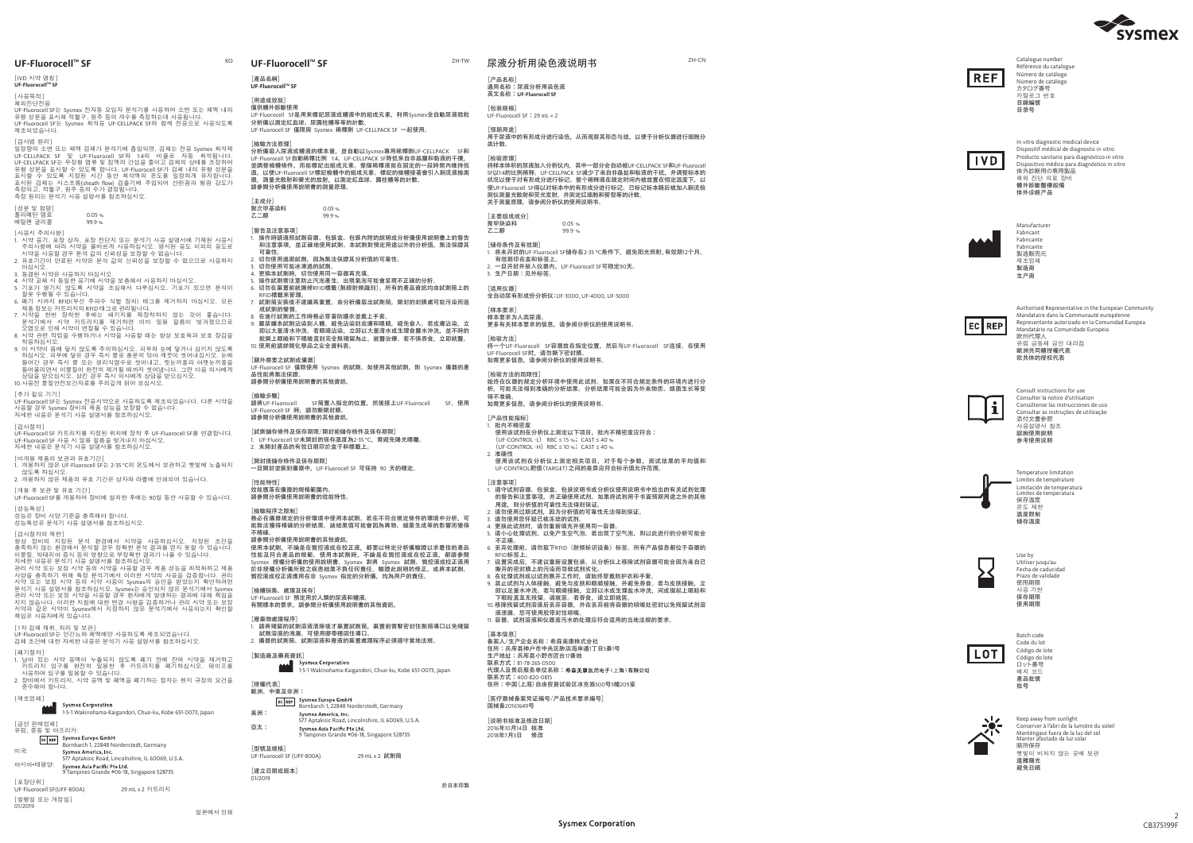# UF-Fluorocell™ SF

KO

[IVD 시약 명칭]
**UF-Fluorocell™ SF**

[사용목적]
체외진단전용
UF-Fluorocell SF는 Sysmex 전자동 요입자 분석기를 사용하여 소변 또는 체액 내의 유형 성분을 표시해 적혈구, 원주 등의 계수를 측정하는데 사용됩니다.
UF-Fluorocell SF는 Sysmex 희석액 UF-CELLPACK SF와 함께 전용으로 사용되도록 제조되었습니다.

[검사법 원리]
일정량의 소변 또는 체액 검체가 분석기에 흡입되면, 검체는 전용 Sysmex 희석제 UF-CELLPACK SF 및 UF-Fluorocell SF와 1:4의 비율로 자동 희석됩니다. UF-CELLPACK SF는 무정형 염류 및 점액의 간섭을 줄이고 검체의 상태를 조정하여 유형 성분을 표시할 수 있도록 합니다. UF-Fluorocell SF가 검체 내의 유형 성분을 표시할 수 있도록 지정된 시간 동안 희석액의 온도를 일정하게 유지합니다. 표시된 검체는 시스흐름(sheath flow) 검출기에 주입되어 산란광과 형광 강도가 측정되고, 적혈구, 원주 등의 수가 결정됩니다.
측정 원리는 분석기 사용 설명서를 참조하십시오.

[성분 및 함량]
폴리메틴 염료 0.05 %
에틸렌 글리콜 99.9 %

[사용시 주의사항]
1. 시약 용기, 포장 상자, 포장 전단지 또는 분석기 사용 설명서에 기재된 사용시 주의사항에 따라 시약을 올바르게 사용하십시오. 명시된 용도 이외의 용도로 시약을 사용할 경우 분석 값의 신뢰성을 보장할 수 없습니다.
2. 유효기간이 만료된 시약은 분석 값의 신뢰성을 보장할 수 없으므로 사용하지 마십시오.
3. 동결된 시약은 사용하지 마십시오.
4. 시약 교체 시 동일한 용기에 시약을 보충해서 사용하지 마십시오.
5. 기포가 생기지 않도록 시약을 조심해서 다루십시오. 기포가 있으면 분석이 잘못 수행될 수 있습니다.
6. 폐기 시까지 RFID(무선 주파수 식별 장치) 태그를 제거하지 마십시오. 모든 제품 정보는 카트리지의 RFID 태그로 관리됩니다.
7. 시약을 한번 장착한 후에는 패키지를 재장착하지 않는 것이 좋습니다. 분석기에서 시약 카트리지를 제거하면 이미 밀봉 필름이 벗겨졌으므로 오염으로 인해 시약이 변질될 수 있습니다.
8. 시약 관련 작업을 수행하거나 시약을 사용할 때는 항상 보호복과 보호 장갑을 착용하십시오.
9. 이 시약이 몸에 닿지 않도록 주의하십시오. 피부와 눈에 닿거나 삼키지 않도록 하십시오. 피부에 닿은 경우 즉시 물로 충분히 닦아 깨끗이 씻어내십시오. 눈에 들어간 경우 즉시 물 또는 생리식염수로 씻어내고, 렌즈가 있는 경우 렌즈를 빼낸 후 씻어내십시오. 그런 다음 의사에게 상담을 받으십시오. 삼킨 경우 즉시 의사에게 상담을 받으십시오.
10. 사용된 물질안전보건자료를 주의깊게 읽어 보십시오.

[추가 필요 기기]
UF-Fluorocell SF는 Sysmex 전용시약으로 사용하도록 제조되었습니다. 다른 시약을 사용할 경우 Sysmex 장비의 제품 성능을 보장할 수 없습니다.
자세한 내용은 분석기 사용 설명서를 참조하십시오.

[검사절차]
UF-Fluorocell SF 카트리지를 지정된 위치에 장착 후 UF-Fluorocell SF를 연결합니다.
UF-Fluorocell SF 사용 시 밀봉 필름을 벗겨내지 마십시오.
자세한 내용은 분석기 사용 설명서를 참조하십시오.

[미개봉 제품의 보관과 유효기간]
1. 개봉하지 않은 UF-Fluorocell SF는 2-35 °C의 온도에서 보관하고 햇빛에 노출되지 않도록 하십시오.
2. 개봉하지 않은 제품의 유효 기간은 상자와 라벨에 인쇄되어 있습니다.

[개봉 후 보관 및 유효 기간]
UF-Fluorocell SF를 개봉하여 장비에 설치한 후에는 90일 동안 사용할 수 있습니다.

[성능특성]
성능은 장비 사양 기준을 충족해야 합니다.
성능특성은 분석기 사용 설명서를 참조하십시오.

[검사절차의 제한]
항상 장비의 지정된 분석 환경에서 시약을 사용하십시오. 지정된 조건을 충족하지 않는 환경에서 분석할 경우 정확한 분석 결과를 얻지 못할 수 있습니다. 이뮤칼, 빅테리아 증식 등의 영향으로 부정확한 결과가 나올 수 있습니다.
자세한 내용은 분석기 사용 설명서를 참조하십시오.
관리 시약 또는 보정 시약 등의 시약을 사용할 경우 제품 성능을 최적화하고 제품 사양을 충족하기 위해 특정 분석기에서 이러한 시약의 사용을 검증하십시오. 관리 시약 또는 보정 시약 등의 시약 사용이 Sysmex의 승인을 받았는지 확인하려면 분석기 사용 설명서를 참조하십시오. Sysmex는 승인되지 않은 관리 시약 또는 보정 시약 또는 보정 시약을 사용할 경우 환자에게 발생하는 결과에 대해 책임을 지지 않습니다. 이러한 지침에 대한 반례 사항을 검증하거나 관리 시약 또는 보정 시약과 같은 시약이 Sysmex에서 지정하지 않은 분석기에서 사용되는지 확인할 책임은 사용자에게 있습니다.

[1차 검체 채취, 처리 및 보관]
UF-Fluorocell SF는 인간뇨와 체액에만 사용하도록 제조되었습니다.
검체 조건에 대한 자세한 내용은 분석기 사용 설명서를 참조하십시오.

[폐기절차]
1. 남아 있는 시약 중에서 누출되지 않도록 폐기 전에 잔여 시약을 제거하고 카트리지 입구를 완전히 밀봉한 후 카트리지를 폐기하십시오. 테이프를 사용하여 입구를 밀봉할 수 있습니다.
2. 장비에서 카트리지, 시약 용액 및 폐액을 폐기하는 절차는 현지 규정의 요건을 준수해야 합니다.

[제조업체]
**Sysmex Corporation**
1-5-1 Wakinohama-Kaigandori, Chuo-ku, Kobe 651-0073, Japan

[공인 판매업체]
유럽, 중동 및 아프리카:
EC REP **Sysmex Europe GmbH**
Bornbarch 1, 22848 Norderstedt, Germany
미국: **Sysmex America, Inc.**
577 Aptakisic Road, Lincolnshire, IL 60069, U.S.A.
아시아-태평양: **Sysmex Asia Pacific Pte Ltd.**
9 Tampines Grande #06-18, Singapore 528735

[포장단위]
UF-Fluorocell SF(UFF-800A) 29 mL x 2 카트리지

[발행일 또는 개정일]
01/2019

일본에서 인쇄

# UF-Fluorocell™ SF

ZH-TW

[產品名稱]
**UF-Fluorocell™ SF**

[用途或效能]
僅供體外診斷使用
UF-Fluorocell SF是用來標記尿液或體液中的組成元素，利用Sysmex全自動尿液微粒分析儀以測定紅血球、尿圓柱體等等的計數。
UF-Fluorocell SF 僅限與 Sysmex 稀釋劑 UF-CELLPACK SF 一起使用。

[檢驗方法原理]
分析儀吸入尿液或體液的樣本量，並自動以Sysmex專用稀釋劑UF-CELLPACK SF和UF-Fluorocell SF自動稀釋比例 1:4。UF-CELLPACK SF降低來自非晶體和黏液的干擾，並調整樣本體條件，而能標記出組成元素。整個稀釋液是在固定的一段時間內維持恆溫，以便UF-Fluorocell SF標記檢體中的組成元素。標記的檢體接著會引入鞘流液檢測器，測量光散射和螢光的放射，以測定紅血球、圓柱體等的計數。
請參閱分析儀使用說明書的測量原理。

[主成份]
聚次甲基染料 0.05 %
乙二醇 99.9 %

[警告及注意事項]
1. 操作時請遵照試劑容器、包裝盒、包裝內附的說明或分析儀使用說明書上的警告和注意事項，並正確地使用試劑。本試劑預定用途以外的分析值，無法保證其可靠性。
2. 切勿使用過期試劑，因為無法保證其分析值的可靠性。
3. 切勿使用可能冰凍過的試劑。
4. 更換本試劑時，切勿使用同一容器再充填。
5. 操作試劑需注意勿止氣泡產生，出現氣泡可能會呈現不正確的分析。
6. 切勿在廢棄前就拆掉RFID標籤(無線射頻識別)，所有的產品資訊均由試劑瓶上的RFID標籤來管理。
7. 試劑裝妥後不建議再重置。由分析儀取出試劑瓶，開封的封膜或可能污染而造成試劑的變質。
8. 在進行試劑的工作時務必穿著防護衣並戴上手套。
9. 要避免本試劑沾染到人體。避免沾染到皮膚和眼睛，避免食入。若皮膚沾染，立即以大量清水沖洗。若眼睛沾染，立即以大量清水或生理食鹽水沖洗，並不時的掀開上眼瞼和下眼瞼直到完全無殘留為止，就醫治療。若不慎吞食，立即就醫。
10. 使用前請詳閱化學品之安全資料表。

[額外需要之試劑或儀器]
UF-Fluorocell SF 僅限使用 Sysmex 的試劑，如使用其他試劑，則 Sysmex 儀器的產品性能將無法保證。
請參閱分析儀使用說明書的其他資訊。

[檢驗步驟]
請將UF-Fluorocell SF放置入指定的位置，然後接上UF-Fluorocell SF。使用UF-Fluorocell SF 時，請勿斯開封膜。
請參閱分析儀使用說明書的其他資訊。

[試劑儲存條件及保存期限/開封前儲存條件及保存期限]
1. UF-Fluorocell SF未開封的保存溫度為2-35 °C，需避免陽光曝曬。
2. 未開封產品的有效日期印在盒子和標籤上。

[開封後儲存條件及保存期限]
一旦開封並裝到儀器中，UF-Fluorocell SF 可保持 90 天的穩定。

[性能特性]
效能應滿足儀器的規格範圍內。
請參閱分析儀使用說明書的效能特性。

[檢驗程序之限制]
務必在儀器規定的分析環境中使用本試劑，若在不符合規定條件的環境中分析，可能無法獲得精確的分析結果。結晶黑值可能會因為異物、細菌生長等的影響而變得不精確。
請參閱分析儀使用說明書的其他資訊。
使用本試劑，不論是在質控液或在校正液，都要以特定分析儀驗證以求最佳的產品性能及符合產品的規範。使用本試劑時，不論是在質控液或在校正液，都請參閱 Sysmex 授權分析儀的使用說明書，Sysmex 試劑、Sysmex 試劑、質控液或校正液用於非授權分析儀所致之病患結果不負任何責任。驗證此說明的修正，或將本試劑、質控液或校正液應用在非 Sysmex 指定的分析儀時，均為用戶的責任。

[檢體採集、處理及保存]
UF-Fluorocell SF 預定用於人類的尿液和體液。
有關樣本的要求，請參閱分析儀使用說明書的其他資訊。

[廢棄物處理程序]
1. 請將殘留的試劑溶液清除後才棄置試劑瓶，棄置前需緊密封住試劑瓶口以免殘留試劑溶液的洩漏，可使用膠帶稍固住瓶口。
2. 儀器的試劑瓶、試劑溶液和廢液的廢棄處理程序必須遵守當地法規。

[製造廠及藥商資訊]
**Sysmex Corporation**
1-5-1 Wakinohama-Kaigandori, Chuo-ku, Kobe 651-0073, Japan

[授權代表]
歐洲、中東及非洲：
EC REP **Sysmex Europe GmbH**
Bornbarch 1, 22848 Norderstedt, Germany
美洲： **Sysmex America, Inc.**
577 Aptakisic Road, Lincolnshire, IL 60069, U.S.A.
亞太： **Sysmex Asia Pacific Pte Ltd.**
9 Tampines Grande #06-18, Singapore 528735

[型號及規格]
UF-Fluorocell SF (UFF-800A) 29 mL x 2 試劑瓶

[建立日期或版本]
01/2019

於日本印製

# 尿液分析用染色液说明书

ZH-CN

[产品名称]
通用名称：尿液分析用染色液
英文名称：**UF-Fluorocell SF**

[包装规格]
UF-Fluorocell SF：29 mL × 2

[预期用途]
用于尿液中的有形成分进行染色，从而观察其形态与结构，以便于分析仪器进行细胞分类计数。

[检验原理]
将样本体积的尿液加入分析仪内，其中一部分会自动被UF-CELLPACK SF和UF-Fluorocell SF以1:4的比例稀释。UF-CELLPACK SF减少了来自非晶盐和粘液的干扰，并调整标本的状况以便于对有形成分进行标记。整个稀释液在规定时间内被放置在恒定温度下，以便UF-Fluorocell SF得以对标本中的有形成分进行标记。已标记标本随后被加入鞘流检测仪测量光散射和荧光发射，并测定红细胞和管型等的计数。
关于测量原理，请参阅分析仪的使用说明书。

[主要组成成分]
聚甲炔染料 0.05 %
乙二醇 99.9 %

[储存条件及有效期]
1. 将未开封的UF-Fluorocell SF储存在2-35 °C条件下，避免阳光照射，有效期12个月。有效期印在盒和标签上。
2. 一旦开封并装入仪器内，UF-Fluorocell SF可稳定90天。
3. 生产日期：见外标签。

[适用仪器]
全自动尿有形成份分析仪：UF-3000, UF-4000, UF-5000

[样本要求]
样本要求为人类尿液。
更多有关样本要求的信息，请参阅分析仪的使用说明书。

[检验方法]
将一个UF-Fluorocell SF容器放在指定位置，然后与UF-Fluorocell SF连接。在使用UF-Fluorocell SF时，请勿撕下密封膜。
如需更多信息，请参阅分析仪的使用说明书。

[检验方法的局限性]
始终在仪器的规定分析环境中使用此试剂。如果在不符合规定条件的环境内进行分析，可能无法得到准确的分析结果。分析结果可能会因为外来物质、细菌生长等受得不准确。
如需更多信息，请参阅分析仪的使用说明书。

[产品性能指标]
1. 批内不精密度
使用该试剂在分析仪上测定以下项目，批内不精密度应符合：
（UF-CONTROL -L）RBC ≤ 15 %；CAST ≤ 40 %
（UF-CONTROL -H）RBC ≤ 10 %；CAST ≤ 40 %
2. 准确性
使用该试剂在分析仪上测定相关项目，对于每个参数，测试结果的平均值和UF-CONTROL靶值(TARGET)之间的差异应符合标示值允许范围。

[注意事项]
1. 遵守试剂容器、包装盒、包装说明书或分析仪使用说明书中给出的有关试剂处理的警告和注意事项，并正确地使用试剂。如果将试剂用于非预期用途之外的其他用途，则分析值的可靠性无法得到保证。
2. 请勿使用过期试剂，因为分析值的可靠性无法得到保证。
3. 请勿使用曾经冻结过的试剂。
4. 更换此试剂时，请勿重新填充并使用同一容器。
5. 请小心处理试剂，以免产生空气泡。若出现了空气泡，则以此进行的分析可能会不正确。
6. 丢弃处理前，请勿取下RFID（射频标识设备）标签。所有产品信息都位于容器的RFID标签上。
7. 设置完成后，不建议重新设置包装。从分析仪上移除试剂容器可能会因为来自已撕开的密封膜上的污染而导致试剂劣化。
8. 在处理试剂或以试剂展开工作时，请始终穿戴防护衣和手套。
9. 禁止试剂与人体接触，避免与皮肤和眼睛接触，并避免吞食，若与皮肤接触，立即以足量水冲洗。若与眼睛接触，立即以水或生理盐水冲洗，间或提起上眼睑和下眼睑直至无残留。请就医。若吞食，请立即就医。
10. 移除残留试剂溶液后丢弃容器，并在丢弃前将容器的喷嘴处密封以免残留试剂溶液泄漏。您可使用胶带封住喷嘴。
11. 容器、试剂溶液和仪器废污水的处理应符合适用的当地法规的要求。

[基本信息]
备案人/生产企业名称：希森美康株式会社
住所：兵库县神户市中央区胁浜海岸通1丁目5番1号
生产地址：兵库县小野市匠台17番地
联系方式：81-78-265-0500
代理人及售后服务单位名称：希森美康医用电子（上海）有限公司
联系方式：400-820-0815
住所：中国（上海）自由贸易试验区冰克路500号5幢209室

[医疗器械备案凭证编号/产品技术要求编号]
国械备20161649号

[说明书核准及修改日期]
2016年10月14日 核准
2018年7月3日 修改

**REF**
Catalogue number
Référence du catalogue
Número de catálogo
Número de catálogo
カタログ番号
카탈로그 번호
目錄編號
目录号

**IVD**
In vitro diagnostic medical device
Dispositif médical de diagnostic in vitro
Producto sanitario para diagnóstico in vitro
Dispositivo médico para diagnóstico in vitro
体外診断用の専用製品
체외 진단 의료 장비
體外診斷醫療器材
体外诊断产品

Manufacturer
Fabricant
Fabricante
Fabricante
製造販売元
제조업체
製造商
生产商

**EC REP**
Authorised Representative in the European Community
Mandataire dans la Communauté européenne
Representante autorizado en la Comunidad Europea
Mandatário na Comunidade Europeia
欧州代理人
유럽 공동체 공인 대리점
歐洲共同體授權代表
欧共体的授权代表

Consult instructions for use
Consulter la notice d'utilisation
Consúltense las instrucciones de uso
Consultar as instruções de utilização
添付文書参照
사용설명서 참조
諮詢使用說明
参考使用说明

Temperature limitation
Limites de température
Limitación de temperatura
Limites de temperatura
保存温度
온도 제한
溫度限制
储存温度

Use by
Utiliser jusqu'au
Fecha de caducidad
Prazo de validade
使用期限
사용 기한
保存期限
使用期限

**LOT**
Batch code
Code du lot
Código de lote
Código do lote
ロット番号
배치 코드
產品批號
批号

Keep away from sunlight
Conserver à l'abri de la lumière du soleil
Manténgase fuera de la luz del sol
Manter afastado da luz solar
遮光保存
햇빛이 비치지 않는 곳에 보관
遠離陽光
避免日晒

Sysmex Corporation

CB375199F